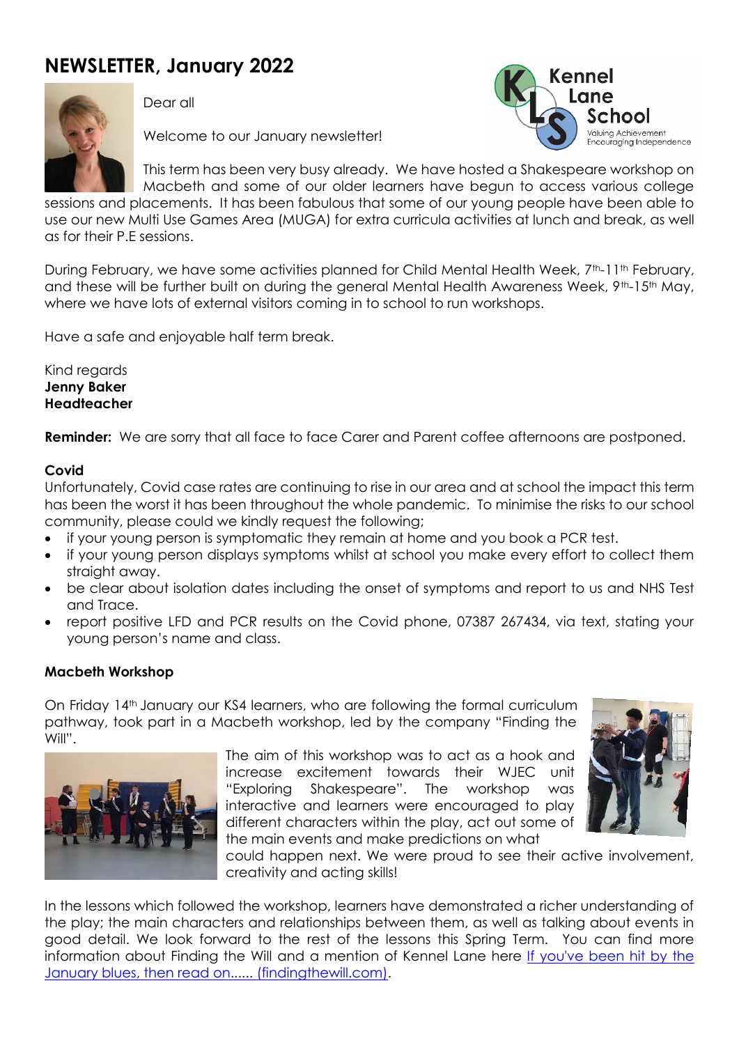# NEWSLETTER, January 2022

Dear all

Welcome to our January newsletter!

This term has been very busy already. We have hosted a Shakespeare workshop on Macbeth and some of our older learners have begun to access various college sessions and placements. It has been fabulous that some of our young people have been able to use our new Multi Use Games Area (MUGA) for extra curricula activities at lunch and break, as well as for their P.E sessions.

During February, we have some activities planned for Child Mental Health Week, 7th-11th February, and these will be further built on during the general Mental Health Awareness Week, 9th-15th May, where we have lots of external visitors coming in to school to run workshops.

Have a safe and enjoyable half term break.

Kind regards
**Jenny Baker**
**Headteacher**

**Reminder:** We are sorry that all face to face Carer and Parent coffee afternoons are postponed.

### Covid

Unfortunately, Covid case rates are continuing to rise in our area and at school the impact this term has been the worst it has been throughout the whole pandemic. To minimise the risks to our school community, please could we kindly request the following;

- if your young person is symptomatic they remain at home and you book a PCR test.
- if your young person displays symptoms whilst at school you make every effort to collect them straight away.
- be clear about isolation dates including the onset of symptoms and report to us and NHS Test and Trace.
- report positive LFD and PCR results on the Covid phone, 07387 267434, via text, stating your young person's name and class.

### Macbeth Workshop

On Friday 14th January our KS4 learners, who are following the formal curriculum pathway, took part in a Macbeth workshop, led by the company "Finding the Will".

The aim of this workshop was to act as a hook and increase excitement towards their WJEC unit "Exploring Shakespeare". The workshop was interactive and learners were encouraged to play different characters within the play, act out some of the main events and make predictions on what could happen next. We were proud to see their active involvement, creativity and acting skills!

In the lessons which followed the workshop, learners have demonstrated a richer understanding of the play; the main characters and relationships between them, as well as talking about events in good detail. We look forward to the rest of the lessons this Spring Term. You can find more information about Finding the Will and a mention of Kennel Lane here [If you've been hit by the January blues, then read on...... (findingthewill.com)].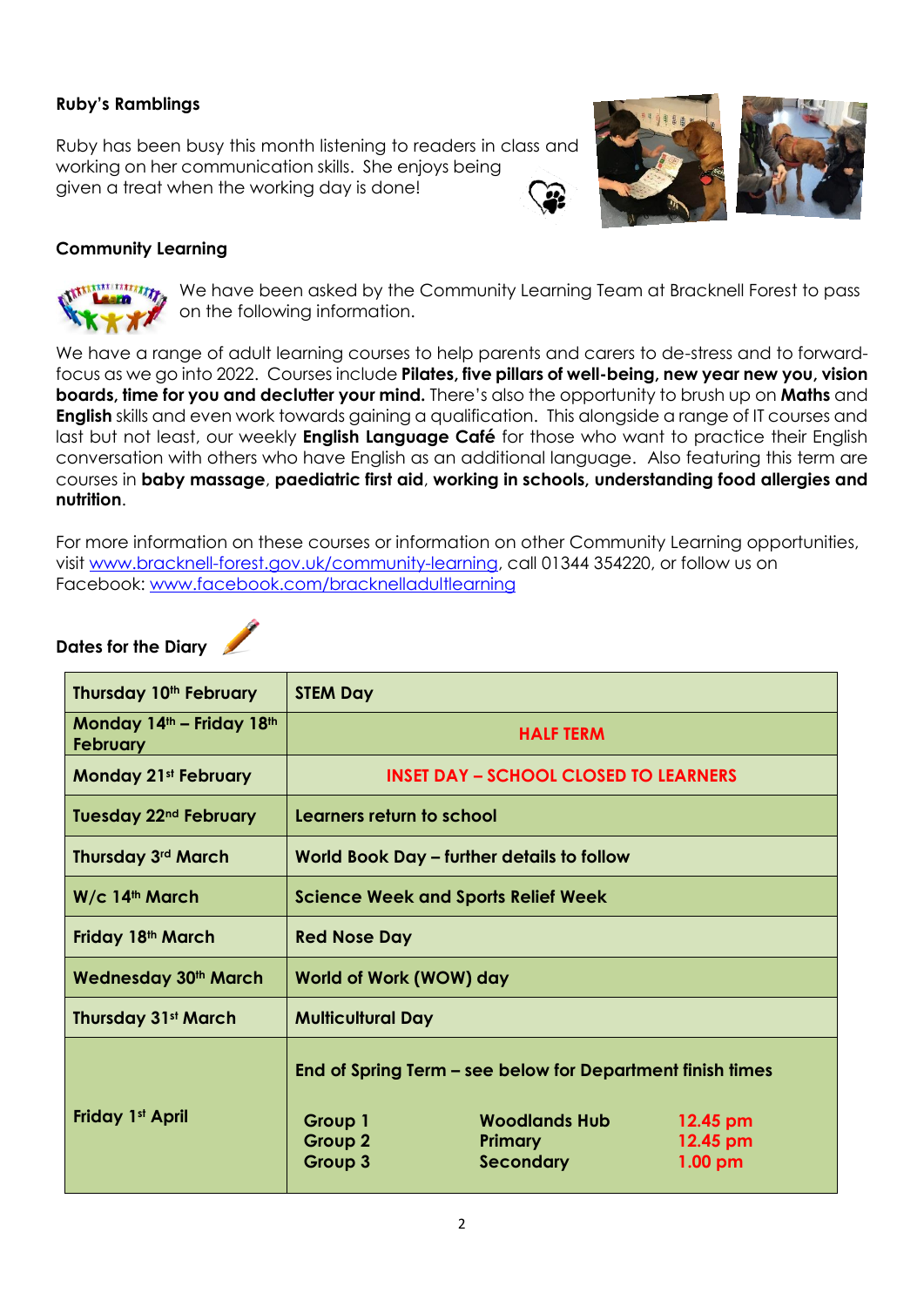**Ruby's Ramblings**

Ruby has been busy this month listening to readers in class and working on her communication skills. She enjoys being given a treat when the working day is done!

**Community Learning**

We have been asked by the Community Learning Team at Bracknell Forest to pass on the following information.

We have a range of adult learning courses to help parents and carers to de-stress and to forward-focus as we go into 2022. Courses include **Pilates, five pillars of well-being, new year new you, vision boards, time for you and declutter your mind.** There's also the opportunity to brush up on **Maths** and **English** skills and even work towards gaining a qualification. This alongside a range of IT courses and last but not least, our weekly **English Language Café** for those who want to practice their English conversation with others who have English as an additional language. Also featuring this term are courses in **baby massage**, **paediatric first aid**, **working in schools, understanding food allergies and nutrition**.

For more information on these courses or information on other Community Learning opportunities, visit www.bracknell-forest.gov.uk/community-learning, call 01344 354220, or follow us on Facebook: www.facebook.com/bracknelladultlearning

**Dates for the Diary**

| | |
|---|---|
| **Thursday 10th February** | **STEM Day** |
| **Monday 14th – Friday 18th February** | **HALF TERM** |
| **Monday 21st February** | **INSET DAY – SCHOOL CLOSED TO LEARNERS** |
| **Tuesday 22nd February** | **Learners return to school** |
| **Thursday 3rd March** | **World Book Day – further details to follow** |
| **W/c 14th March** | **Science Week and Sports Relief Week** |
| **Friday 18th March** | **Red Nose Day** |
| **Wednesday 30th March** | **World of Work (WOW) day** |
| **Thursday 31st March** | **Multicultural Day** |
| **Friday 1st April** | **End of Spring Term – see below for Department finish times**<br>**Group 1** — **Woodlands Hub** — **12.45 pm**<br>**Group 2** — **Primary** — **12.45 pm**<br>**Group 3** — **Secondary** — **1.00 pm** |